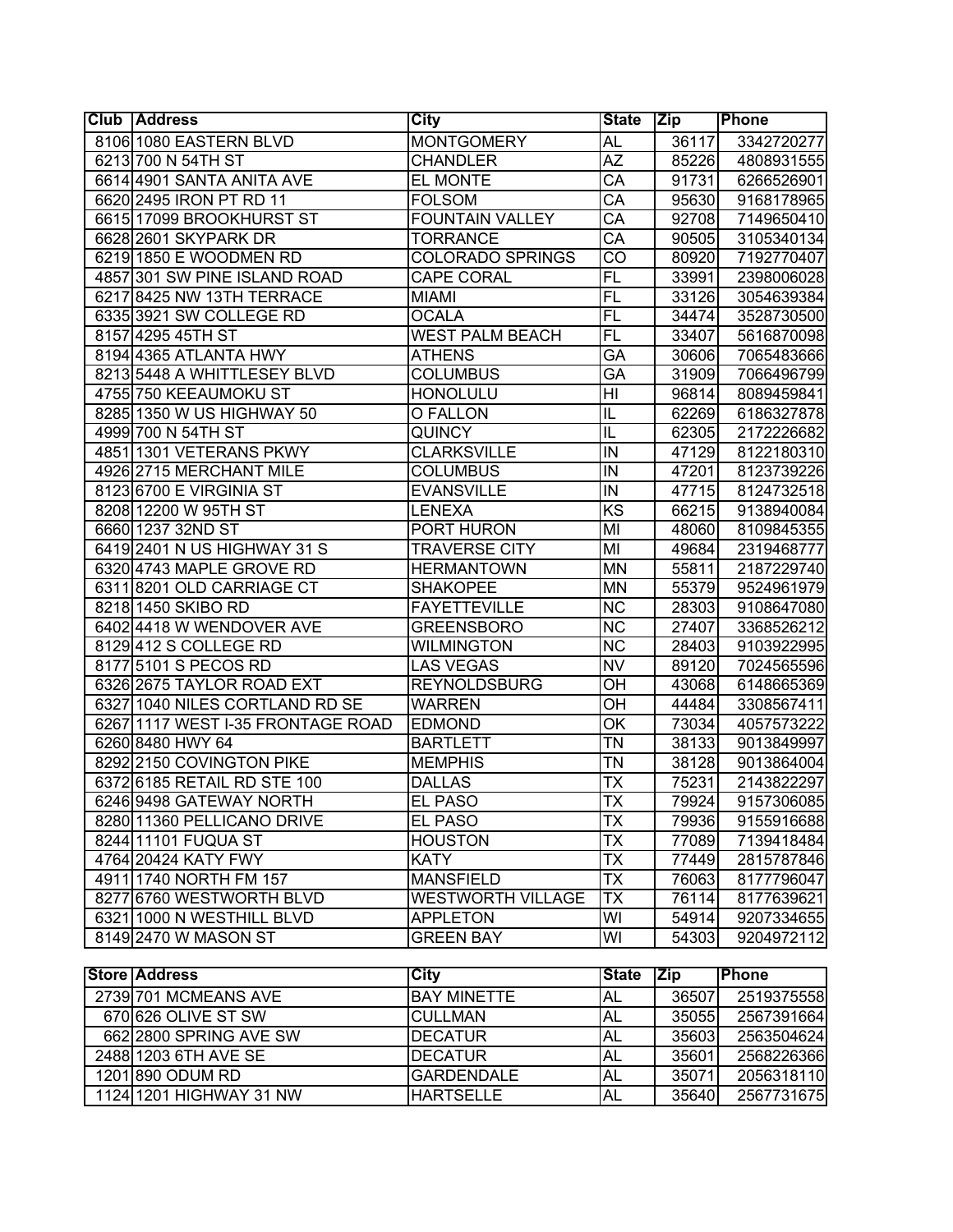| Club | Address | City | State | Zip | Phone |
|---|---|---|---|---|---|
| 8106 | 1080 EASTERN BLVD | MONTGOMERY | AL | 36117 | 3342720277 |
| 6213 | 700 N 54TH ST | CHANDLER | AZ | 85226 | 4808931555 |
| 6614 | 4901 SANTA ANITA AVE | EL MONTE | CA | 91731 | 6266526901 |
| 6620 | 2495 IRON PT RD 11 | FOLSOM | CA | 95630 | 9168178965 |
| 6615 | 17099 BROOKHURST ST | FOUNTAIN VALLEY | CA | 92708 | 7149650410 |
| 6628 | 2601 SKYPARK DR | TORRANCE | CA | 90505 | 3105340134 |
| 6219 | 1850 E WOODMEN RD | COLORADO SPRINGS | CO | 80920 | 7192770407 |
| 4857 | 301 SW PINE ISLAND ROAD | CAPE CORAL | FL | 33991 | 2398006028 |
| 6217 | 8425 NW 13TH TERRACE | MIAMI | FL | 33126 | 3054639384 |
| 6335 | 3921 SW COLLEGE RD | OCALA | FL | 34474 | 3528730500 |
| 8157 | 4295 45TH ST | WEST PALM BEACH | FL | 33407 | 5616870098 |
| 8194 | 4365 ATLANTA HWY | ATHENS | GA | 30606 | 7065483666 |
| 8213 | 5448 A WHITTLESEY BLVD | COLUMBUS | GA | 31909 | 7066496799 |
| 4755 | 750 KEEAUMOKU ST | HONOLULU | HI | 96814 | 8089459841 |
| 8285 | 1350 W US HIGHWAY 50 | O FALLON | IL | 62269 | 6186327878 |
| 4999 | 700 N 54TH ST | QUINCY | IL | 62305 | 2172226682 |
| 4851 | 1301 VETERANS PKWY | CLARKSVILLE | IN | 47129 | 8122180310 |
| 4926 | 2715 MERCHANT MILE | COLUMBUS | IN | 47201 | 8123739226 |
| 8123 | 6700 E VIRGINIA ST | EVANSVILLE | IN | 47715 | 8124732518 |
| 8208 | 12200 W 95TH ST | LENEXA | KS | 66215 | 9138940084 |
| 6660 | 1237 32ND ST | PORT HURON | MI | 48060 | 8109845355 |
| 6419 | 2401 N US HIGHWAY 31 S | TRAVERSE CITY | MI | 49684 | 2319468777 |
| 6320 | 4743 MAPLE GROVE RD | HERMANTOWN | MN | 55811 | 2187229740 |
| 6311 | 8201 OLD CARRIAGE CT | SHAKOPEE | MN | 55379 | 9524961979 |
| 8218 | 1450 SKIBO RD | FAYETTEVILLE | NC | 28303 | 9108647080 |
| 6402 | 4418 W WENDOVER AVE | GREENSBORO | NC | 27407 | 3368526212 |
| 8129 | 412 S COLLEGE RD | WILMINGTON | NC | 28403 | 9103922995 |
| 8177 | 5101 S PECOS RD | LAS VEGAS | NV | 89120 | 7024565596 |
| 6326 | 2675 TAYLOR ROAD EXT | REYNOLDSBURG | OH | 43068 | 6148665369 |
| 6327 | 1040 NILES CORTLAND RD SE | WARREN | OH | 44484 | 3308567411 |
| 6267 | 1117 WEST I-35 FRONTAGE ROAD | EDMOND | OK | 73034 | 4057573222 |
| 6260 | 8480 HWY 64 | BARTLETT | TN | 38133 | 9013849997 |
| 8292 | 2150 COVINGTON PIKE | MEMPHIS | TN | 38128 | 9013864004 |
| 6372 | 6185 RETAIL RD STE 100 | DALLAS | TX | 75231 | 2143822297 |
| 6246 | 9498 GATEWAY NORTH | EL PASO | TX | 79924 | 9157306085 |
| 8280 | 11360 PELLICANO DRIVE | EL PASO | TX | 79936 | 9155916688 |
| 8244 | 11101 FUQUA ST | HOUSTON | TX | 77089 | 7139418484 |
| 4764 | 20424 KATY FWY | KATY | TX | 77449 | 2815787846 |
| 4911 | 1740 NORTH FM 157 | MANSFIELD | TX | 76063 | 8177796047 |
| 8277 | 6760 WESTWORTH BLVD | WESTWORTH VILLAGE | TX | 76114 | 8177639621 |
| 6321 | 1000 N WESTHILL BLVD | APPLETON | WI | 54914 | 9207334655 |
| 8149 | 2470 W MASON ST | GREEN BAY | WI | 54303 | 9204972112 |

| Store | Address | City | State | Zip | Phone |
|---|---|---|---|---|---|
| 2739 | 701 MCMEANS AVE | BAY MINETTE | AL | 36507 | 2519375558 |
| 670 | 626 OLIVE ST SW | CULLMAN | AL | 35055 | 2567391664 |
| 662 | 2800 SPRING AVE SW | DECATUR | AL | 35603 | 2563504624 |
| 2488 | 1203 6TH AVE SE | DECATUR | AL | 35601 | 2568226366 |
| 1201 | 890 ODUM RD | GARDENDALE | AL | 35071 | 2056318110 |
| 1124 | 1201 HIGHWAY 31 NW | HARTSELLE | AL | 35640 | 2567731675 |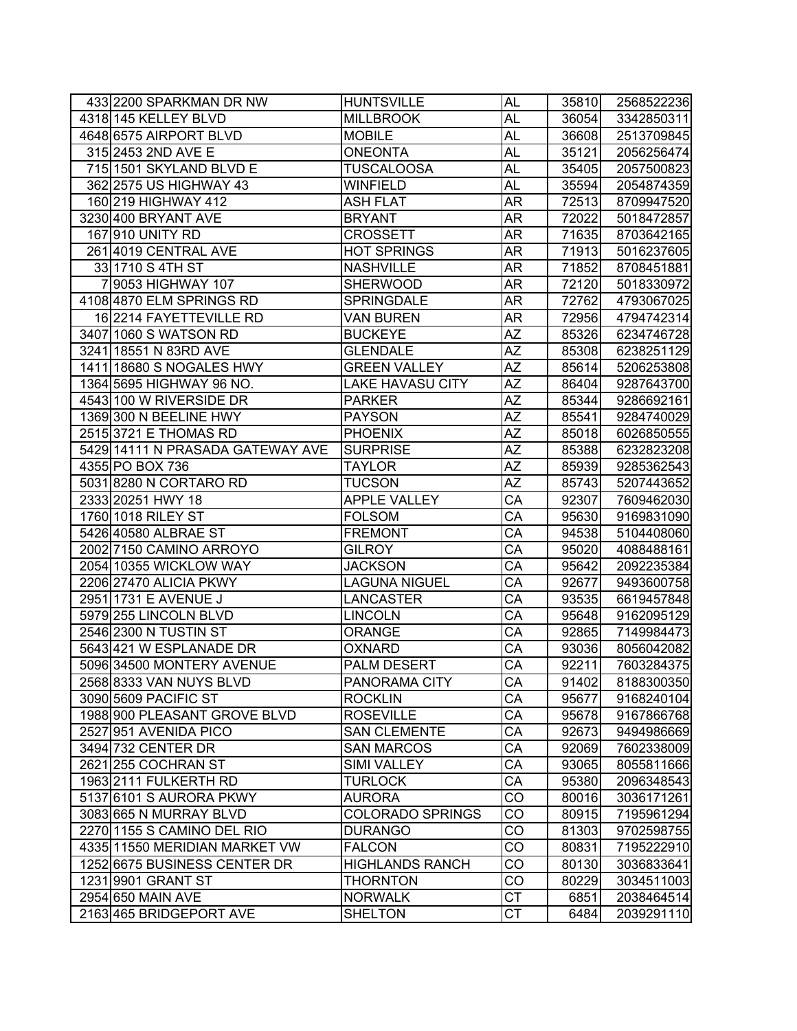| | | | | | |
|---|---|---|---|---|---|
| 433 | 2200 SPARKMAN DR NW | HUNTSVILLE | AL | 35810 | 2568522236 |
| 4318 | 145 KELLEY BLVD | MILLBROOK | AL | 36054 | 3342850311 |
| 4648 | 6575 AIRPORT BLVD | MOBILE | AL | 36608 | 2513709845 |
| 315 | 2453 2ND AVE E | ONEONTA | AL | 35121 | 2056256474 |
| 715 | 1501 SKYLAND BLVD E | TUSCALOOSA | AL | 35405 | 2057500823 |
| 362 | 2575 US HIGHWAY 43 | WINFIELD | AL | 35594 | 2054874359 |
| 160 | 219 HIGHWAY 412 | ASH FLAT | AR | 72513 | 8709947520 |
| 3230 | 400 BRYANT AVE | BRYANT | AR | 72022 | 5018472857 |
| 167 | 910 UNITY RD | CROSSETT | AR | 71635 | 8703642165 |
| 261 | 4019 CENTRAL AVE | HOT SPRINGS | AR | 71913 | 5016237605 |
| 33 | 1710 S 4TH ST | NASHVILLE | AR | 71852 | 8708451881 |
| 7 | 9053 HIGHWAY 107 | SHERWOOD | AR | 72120 | 5018330972 |
| 4108 | 4870 ELM SPRINGS RD | SPRINGDALE | AR | 72762 | 4793067025 |
| 16 | 2214 FAYETTEVILLE RD | VAN BUREN | AR | 72956 | 4794742314 |
| 3407 | 1060 S WATSON RD | BUCKEYE | AZ | 85326 | 6234746728 |
| 3241 | 18551 N 83RD AVE | GLENDALE | AZ | 85308 | 6238251129 |
| 1411 | 18680 S NOGALES HWY | GREEN VALLEY | AZ | 85614 | 5206253808 |
| 1364 | 5695 HIGHWAY 96 NO. | LAKE HAVASU CITY | AZ | 86404 | 9287643700 |
| 4543 | 100 W RIVERSIDE DR | PARKER | AZ | 85344 | 9286692161 |
| 1369 | 300 N BEELINE HWY | PAYSON | AZ | 85541 | 9284740029 |
| 2515 | 3721 E THOMAS RD | PHOENIX | AZ | 85018 | 6026850555 |
| 5429 | 14111 N PRASADA GATEWAY AVE | SURPRISE | AZ | 85388 | 6232823208 |
| 4355 | PO BOX 736 | TAYLOR | AZ | 85939 | 9285362543 |
| 5031 | 8280 N CORTARO RD | TUCSON | AZ | 85743 | 5207443652 |
| 2333 | 20251 HWY 18 | APPLE VALLEY | CA | 92307 | 7609462030 |
| 1760 | 1018 RILEY ST | FOLSOM | CA | 95630 | 9169831090 |
| 5426 | 40580 ALBRAE ST | FREMONT | CA | 94538 | 5104408060 |
| 2002 | 7150 CAMINO ARROYO | GILROY | CA | 95020 | 4088488161 |
| 2054 | 10355 WICKLOW WAY | JACKSON | CA | 95642 | 2092235384 |
| 2206 | 27470 ALICIA PKWY | LAGUNA NIGUEL | CA | 92677 | 9493600758 |
| 2951 | 1731 E AVENUE J | LANCASTER | CA | 93535 | 6619457848 |
| 5979 | 255 LINCOLN BLVD | LINCOLN | CA | 95648 | 9162095129 |
| 2546 | 2300 N TUSTIN ST | ORANGE | CA | 92865 | 7149984473 |
| 5643 | 421 W ESPLANADE DR | OXNARD | CA | 93036 | 8056042082 |
| 5096 | 34500 MONTERY AVENUE | PALM DESERT | CA | 92211 | 7603284375 |
| 2568 | 8333 VAN NUYS BLVD | PANORAMA CITY | CA | 91402 | 8188300350 |
| 3090 | 5609 PACIFIC ST | ROCKLIN | CA | 95677 | 9168240104 |
| 1988 | 900 PLEASANT GROVE BLVD | ROSEVILLE | CA | 95678 | 9167866768 |
| 2527 | 951 AVENIDA PICO | SAN CLEMENTE | CA | 92673 | 9494986669 |
| 3494 | 732 CENTER DR | SAN MARCOS | CA | 92069 | 7602338009 |
| 2621 | 255 COCHRAN ST | SIMI VALLEY | CA | 93065 | 8055811666 |
| 1963 | 2111 FULKERTH RD | TURLOCK | CA | 95380 | 2096348543 |
| 5137 | 6101 S AURORA PKWY | AURORA | CO | 80016 | 3036171261 |
| 3083 | 665 N MURRAY BLVD | COLORADO SPRINGS | CO | 80915 | 7195961294 |
| 2270 | 1155 S CAMINO DEL RIO | DURANGO | CO | 81303 | 9702598755 |
| 4335 | 11550 MERIDIAN MARKET VW | FALCON | CO | 80831 | 7195222910 |
| 1252 | 6675 BUSINESS CENTER DR | HIGHLANDS RANCH | CO | 80130 | 3036833641 |
| 1231 | 9901 GRANT ST | THORNTON | CO | 80229 | 3034511003 |
| 2954 | 650 MAIN AVE | NORWALK | CT | 6851 | 2038464514 |
| 2163 | 465 BRIDGEPORT AVE | SHELTON | CT | 6484 | 2039291110 |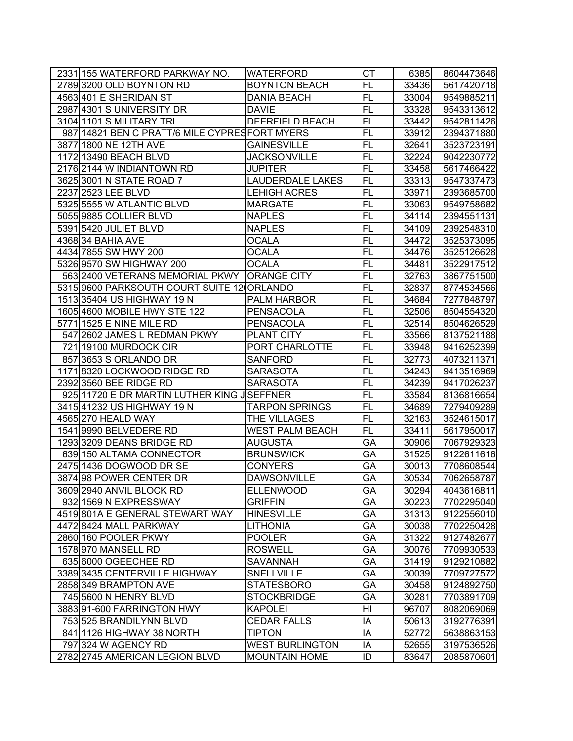| | | | | | |
|---|---|---|---|---|---|
| 2331 | 155 WATERFORD PARKWAY NO. | WATERFORD | CT | 6385 | 8604473646 |
| 2789 | 3200 OLD BOYNTON RD | BOYNTON BEACH | FL | 33436 | 5617420718 |
| 4563 | 401 E SHERIDAN ST | DANIA BEACH | FL | 33004 | 9549885211 |
| 2987 | 4301 S UNIVERSITY DR | DAVIE | FL | 33328 | 9543313612 |
| 3104 | 1101 S MILITARY TRL | DEERFIELD BEACH | FL | 33442 | 9542811426 |
| 987 | 14821 BEN C PRATT/6 MILE CYPRES | FORT MYERS | FL | 33912 | 2394371880 |
| 3877 | 1800 NE 12TH AVE | GAINESVILLE | FL | 32641 | 3523723191 |
| 1172 | 13490 BEACH BLVD | JACKSONVILLE | FL | 32224 | 9042230772 |
| 2176 | 2144 W INDIANTOWN RD | JUPITER | FL | 33458 | 5617466422 |
| 3625 | 3001 N STATE ROAD 7 | LAUDERDALE LAKES | FL | 33313 | 9547337473 |
| 2237 | 2523 LEE BLVD | LEHIGH ACRES | FL | 33971 | 2393685700 |
| 5325 | 5555 W ATLANTIC BLVD | MARGATE | FL | 33063 | 9549758682 |
| 5055 | 9885 COLLIER BLVD | NAPLES | FL | 34114 | 2394551131 |
| 5391 | 5420 JULIET BLVD | NAPLES | FL | 34109 | 2392548310 |
| 4368 | 34 BAHIA AVE | OCALA | FL | 34472 | 3525373095 |
| 4434 | 7855 SW HWY 200 | OCALA | FL | 34476 | 3525126628 |
| 5326 | 9570 SW HIGHWAY 200 | OCALA | FL | 34481 | 3522917512 |
| 563 | 2400 VETERANS MEMORIAL PKWY | ORANGE CITY | FL | 32763 | 3867751500 |
| 5315 | 9600 PARKSOUTH COURT SUITE 12 | ORLANDO | FL | 32837 | 8774534566 |
| 1513 | 35404 US HIGHWAY 19 N | PALM HARBOR | FL | 34684 | 7277848797 |
| 1605 | 4600 MOBILE HWY STE 122 | PENSACOLA | FL | 32506 | 8504554320 |
| 5771 | 1525 E NINE MILE RD | PENSACOLA | FL | 32514 | 8504626529 |
| 547 | 2602 JAMES L REDMAN PKWY | PLANT CITY | FL | 33566 | 8137521188 |
| 721 | 19100 MURDOCK CIR | PORT CHARLOTTE | FL | 33948 | 9416252399 |
| 857 | 3653 S ORLANDO DR | SANFORD | FL | 32773 | 4073211371 |
| 1171 | 8320 LOCKWOOD RIDGE RD | SARASOTA | FL | 34243 | 9413516969 |
| 2392 | 3560 BEE RIDGE RD | SARASOTA | FL | 34239 | 9417026237 |
| 925 | 11720 E DR MARTIN LUTHER KING J | SEFFNER | FL | 33584 | 8136816654 |
| 3415 | 41232 US HIGHWAY 19 N | TARPON SPRINGS | FL | 34689 | 7279409289 |
| 4565 | 270 HEALD WAY | THE VILLAGES | FL | 32163 | 3524615017 |
| 1541 | 9990 BELVEDERE RD | WEST PALM BEACH | FL | 33411 | 5617950017 |
| 1293 | 3209 DEANS BRIDGE RD | AUGUSTA | GA | 30906 | 7067929323 |
| 639 | 150 ALTAMA CONNECTOR | BRUNSWICK | GA | 31525 | 9122611616 |
| 2475 | 1436 DOGWOOD DR SE | CONYERS | GA | 30013 | 7708608544 |
| 3874 | 98 POWER CENTER DR | DAWSONVILLE | GA | 30534 | 7062658787 |
| 3609 | 2940 ANVIL BLOCK RD | ELLENWOOD | GA | 30294 | 4043616811 |
| 932 | 1569 N EXPRESSWAY | GRIFFIN | GA | 30223 | 7702295040 |
| 4519 | 801A E GENERAL STEWART WAY | HINESVILLE | GA | 31313 | 9122556010 |
| 4472 | 8424 MALL PARKWAY | LITHONIA | GA | 30038 | 7702250428 |
| 2860 | 160 POOLER PKWY | POOLER | GA | 31322 | 9127482677 |
| 1578 | 970 MANSELL RD | ROSWELL | GA | 30076 | 7709930533 |
| 635 | 6000 OGEECHEE RD | SAVANNAH | GA | 31419 | 9129210882 |
| 3389 | 3435 CENTERVILLE HIGHWAY | SNELLVILLE | GA | 30039 | 7709727572 |
| 2858 | 349 BRAMPTON AVE | STATESBORO | GA | 30458 | 9124892750 |
| 745 | 5600 N HENRY BLVD | STOCKBRIDGE | GA | 30281 | 7703891709 |
| 3883 | 91-600 FARRINGTON HWY | KAPOLEI | HI | 96707 | 8082069069 |
| 753 | 525 BRANDILYNN BLVD | CEDAR FALLS | IA | 50613 | 3192776391 |
| 841 | 1126 HIGHWAY 38 NORTH | TIPTON | IA | 52772 | 5638863153 |
| 797 | 324 W AGENCY RD | WEST BURLINGTON | IA | 52655 | 3197536526 |
| 2782 | 2745 AMERICAN LEGION BLVD | MOUNTAIN HOME | ID | 83647 | 2085870601 |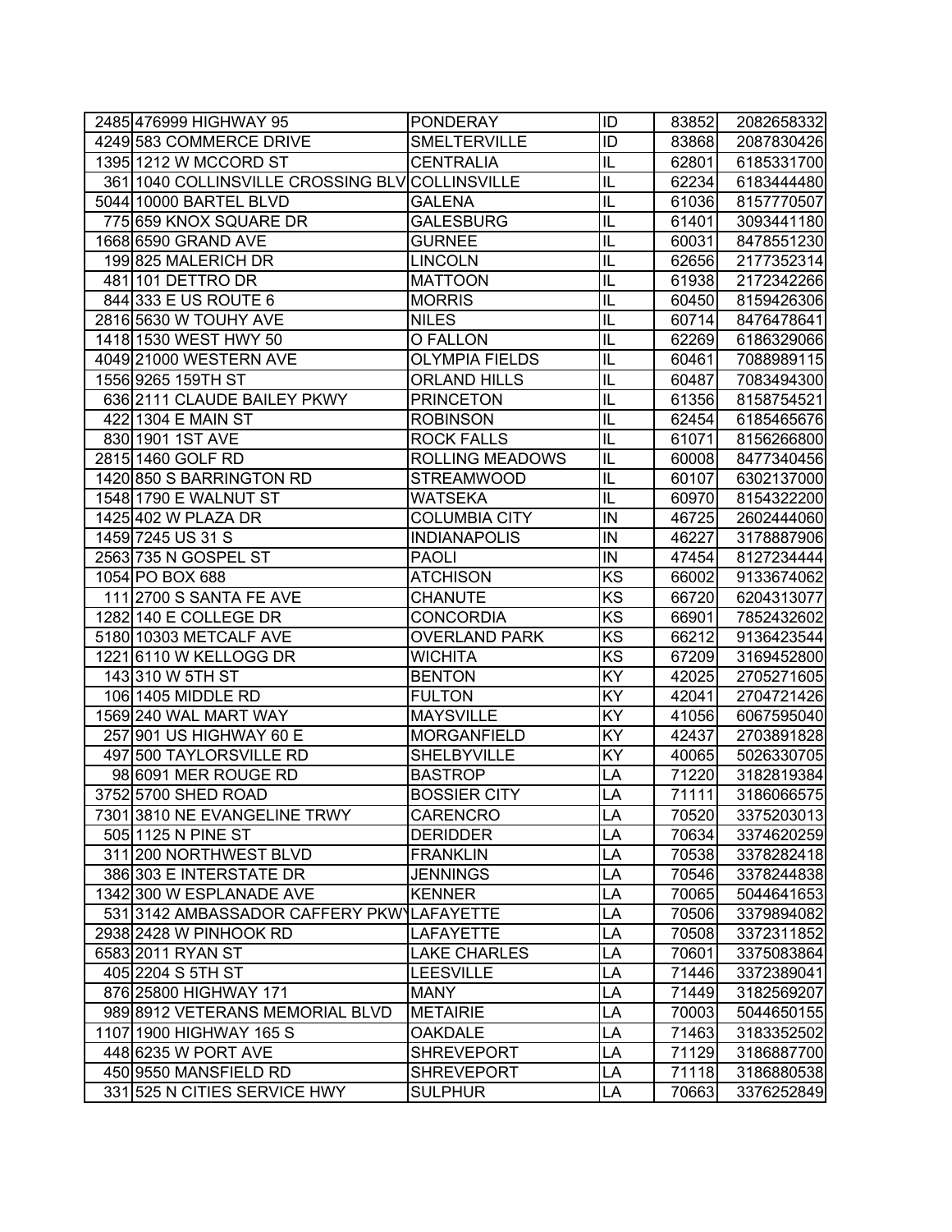| | | | | | |
|---|---|---|---|---|---|
| 2485 | 476999 HIGHWAY 95 | PONDERAY | ID | 83852 | 2082658332 |
| 4249 | 583 COMMERCE DRIVE | SMELTERVILLE | ID | 83868 | 2087830426 |
| 1395 | 1212 W MCCORD ST | CENTRALIA | IL | 62801 | 6185331700 |
| 361 | 1040 COLLINSVILLE CROSSING BLV | COLLINSVILLE | IL | 62234 | 6183444480 |
| 5044 | 10000 BARTEL BLVD | GALENA | IL | 61036 | 8157770507 |
| 775 | 659 KNOX SQUARE DR | GALESBURG | IL | 61401 | 3093441180 |
| 1668 | 6590 GRAND AVE | GURNEE | IL | 60031 | 8478551230 |
| 199 | 825 MALERICH DR | LINCOLN | IL | 62656 | 2177352314 |
| 481 | 101 DETTRO DR | MATTOON | IL | 61938 | 2172342266 |
| 844 | 333 E US ROUTE 6 | MORRIS | IL | 60450 | 8159426306 |
| 2816 | 5630 W TOUHY AVE | NILES | IL | 60714 | 8476478641 |
| 1418 | 1530 WEST HWY 50 | O FALLON | IL | 62269 | 6186329066 |
| 4049 | 21000 WESTERN AVE | OLYMPIA FIELDS | IL | 60461 | 7088989115 |
| 1556 | 9265 159TH ST | ORLAND HILLS | IL | 60487 | 7083494300 |
| 636 | 2111 CLAUDE BAILEY PKWY | PRINCETON | IL | 61356 | 8158754521 |
| 422 | 1304 E MAIN ST | ROBINSON | IL | 62454 | 6185465676 |
| 830 | 1901 1ST AVE | ROCK FALLS | IL | 61071 | 8156266800 |
| 2815 | 1460 GOLF RD | ROLLING MEADOWS | IL | 60008 | 8477340456 |
| 1420 | 850 S BARRINGTON RD | STREAMWOOD | IL | 60107 | 6302137000 |
| 1548 | 1790 E WALNUT ST | WATSEKA | IL | 60970 | 8154322200 |
| 1425 | 402 W PLAZA DR | COLUMBIA CITY | IN | 46725 | 2602444060 |
| 1459 | 7245 US 31 S | INDIANAPOLIS | IN | 46227 | 3178887906 |
| 2563 | 735 N GOSPEL ST | PAOLI | IN | 47454 | 8127234444 |
| 1054 | PO BOX 688 | ATCHISON | KS | 66002 | 9133674062 |
| 111 | 2700 S SANTA FE AVE | CHANUTE | KS | 66720 | 6204313077 |
| 1282 | 140 E COLLEGE DR | CONCORDIA | KS | 66901 | 7852432602 |
| 5180 | 10303 METCALF AVE | OVERLAND PARK | KS | 66212 | 9136423544 |
| 1221 | 6110 W KELLOGG DR | WICHITA | KS | 67209 | 3169452800 |
| 143 | 310 W 5TH ST | BENTON | KY | 42025 | 2705271605 |
| 106 | 1405 MIDDLE RD | FULTON | KY | 42041 | 2704721426 |
| 1569 | 240 WAL MART WAY | MAYSVILLE | KY | 41056 | 6067595040 |
| 257 | 901 US HIGHWAY 60 E | MORGANFIELD | KY | 42437 | 2703891828 |
| 497 | 500 TAYLORSVILLE RD | SHELBYVILLE | KY | 40065 | 5026330705 |
| 98 | 6091 MER ROUGE RD | BASTROP | LA | 71220 | 3182819384 |
| 3752 | 5700 SHED ROAD | BOSSIER CITY | LA | 71111 | 3186066575 |
| 7301 | 3810 NE EVANGELINE TRWY | CARENCRO | LA | 70520 | 3375203013 |
| 505 | 1125 N PINE ST | DERIDDER | LA | 70634 | 3374620259 |
| 311 | 200 NORTHWEST BLVD | FRANKLIN | LA | 70538 | 3378282418 |
| 386 | 303 E INTERSTATE DR | JENNINGS | LA | 70546 | 3378244838 |
| 1342 | 300 W ESPLANADE AVE | KENNER | LA | 70065 | 5044641653 |
| 531 | 3142 AMBASSADOR CAFFERY PKWY | LAFAYETTE | LA | 70506 | 3379894082 |
| 2938 | 2428 W PINHOOK RD | LAFAYETTE | LA | 70508 | 3372311852 |
| 6583 | 2011 RYAN ST | LAKE CHARLES | LA | 70601 | 3375083864 |
| 405 | 2204 S 5TH ST | LEESVILLE | LA | 71446 | 3372389041 |
| 876 | 25800 HIGHWAY 171 | MANY | LA | 71449 | 3182569207 |
| 989 | 8912 VETERANS MEMORIAL BLVD | METAIRIE | LA | 70003 | 5044650155 |
| 1107 | 1900 HIGHWAY 165 S | OAKDALE | LA | 71463 | 3183352502 |
| 448 | 6235 W PORT AVE | SHREVEPORT | LA | 71129 | 3186887700 |
| 450 | 9550 MANSFIELD RD | SHREVEPORT | LA | 71118 | 3186880538 |
| 331 | 525 N CITIES SERVICE HWY | SULPHUR | LA | 70663 | 3376252849 |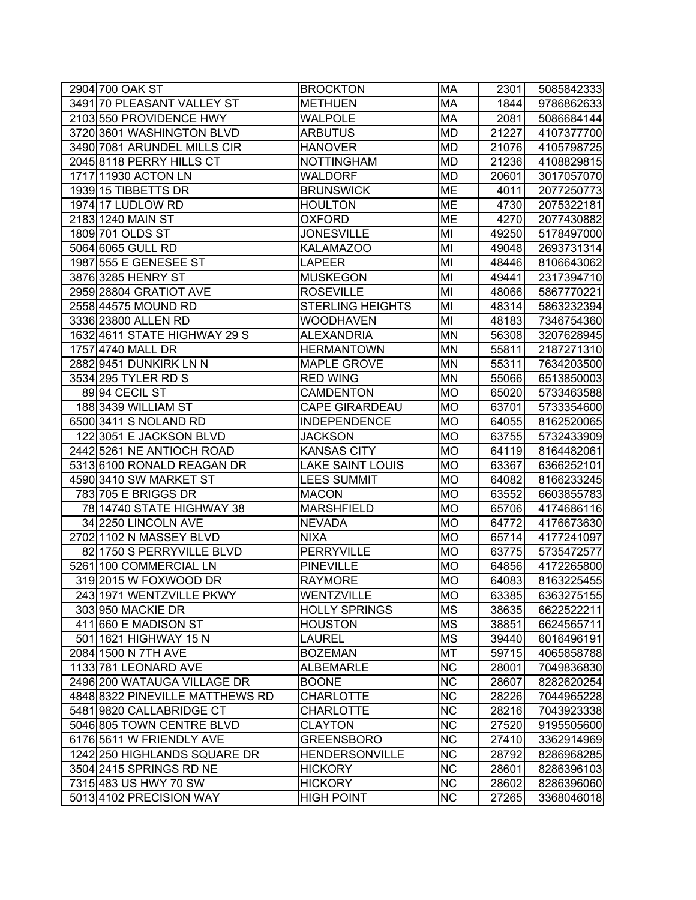| | | | | | |
|---|---|---|---|---|---|
| 2904 | 700 OAK ST | BROCKTON | MA | 2301 | 5085842333 |
| 3491 | 70 PLEASANT VALLEY ST | METHUEN | MA | 1844 | 9786862633 |
| 2103 | 550 PROVIDENCE HWY | WALPOLE | MA | 2081 | 5086684144 |
| 3720 | 3601 WASHINGTON BLVD | ARBUTUS | MD | 21227 | 4107377700 |
| 3490 | 7081 ARUNDEL MILLS CIR | HANOVER | MD | 21076 | 4105798725 |
| 2045 | 8118 PERRY HILLS CT | NOTTINGHAM | MD | 21236 | 4108829815 |
| 1717 | 11930 ACTON LN | WALDORF | MD | 20601 | 3017057070 |
| 1939 | 15 TIBBETTS DR | BRUNSWICK | ME | 4011 | 2077250773 |
| 1974 | 17 LUDLOW RD | HOULTON | ME | 4730 | 2075322181 |
| 2183 | 1240 MAIN ST | OXFORD | ME | 4270 | 2077430882 |
| 1809 | 701 OLDS ST | JONESVILLE | MI | 49250 | 5178497000 |
| 5064 | 6065 GULL RD | KALAMAZOO | MI | 49048 | 2693731314 |
| 1987 | 555 E GENESEE ST | LAPEER | MI | 48446 | 8106643062 |
| 3876 | 3285 HENRY ST | MUSKEGON | MI | 49441 | 2317394710 |
| 2959 | 28804 GRATIOT AVE | ROSEVILLE | MI | 48066 | 5867770221 |
| 2558 | 44575 MOUND RD | STERLING HEIGHTS | MI | 48314 | 5863232394 |
| 3336 | 23800 ALLEN RD | WOODHAVEN | MI | 48183 | 7346754360 |
| 1632 | 4611 STATE HIGHWAY 29 S | ALEXANDRIA | MN | 56308 | 3207628945 |
| 1757 | 4740 MALL DR | HERMANTOWN | MN | 55811 | 2187271310 |
| 2882 | 9451 DUNKIRK LN N | MAPLE GROVE | MN | 55311 | 7634203500 |
| 3534 | 295 TYLER RD S | RED WING | MN | 55066 | 6513850003 |
| 89 | 94 CECIL ST | CAMDENTON | MO | 65020 | 5733463588 |
| 188 | 3439 WILLIAM ST | CAPE GIRARDEAU | MO | 63701 | 5733354600 |
| 6500 | 3411 S NOLAND RD | INDEPENDENCE | MO | 64055 | 8162520065 |
| 122 | 3051 E JACKSON BLVD | JACKSON | MO | 63755 | 5732433909 |
| 2442 | 5261 NE ANTIOCH ROAD | KANSAS CITY | MO | 64119 | 8164482061 |
| 5313 | 6100 RONALD REAGAN DR | LAKE SAINT LOUIS | MO | 63367 | 6366252101 |
| 4590 | 3410 SW MARKET ST | LEES SUMMIT | MO | 64082 | 8166233245 |
| 783 | 705 E BRIGGS DR | MACON | MO | 63552 | 6603855783 |
| 78 | 14740 STATE HIGHWAY 38 | MARSHFIELD | MO | 65706 | 4174686116 |
| 34 | 2250 LINCOLN AVE | NEVADA | MO | 64772 | 4176673630 |
| 2702 | 1102 N MASSEY BLVD | NIXA | MO | 65714 | 4177241097 |
| 82 | 1750 S PERRYVILLE BLVD | PERRYVILLE | MO | 63775 | 5735472577 |
| 5261 | 100 COMMERCIAL LN | PINEVILLE | MO | 64856 | 4172265800 |
| 319 | 2015 W FOXWOOD DR | RAYMORE | MO | 64083 | 8163225455 |
| 243 | 1971 WENTZVILLE PKWY | WENTZVILLE | MO | 63385 | 6363275155 |
| 303 | 950 MACKIE DR | HOLLY SPRINGS | MS | 38635 | 6622522211 |
| 411 | 660 E MADISON ST | HOUSTON | MS | 38851 | 6624565711 |
| 501 | 1621 HIGHWAY 15 N | LAUREL | MS | 39440 | 6016496191 |
| 2084 | 1500 N 7TH AVE | BOZEMAN | MT | 59715 | 4065858788 |
| 1133 | 781 LEONARD AVE | ALBEMARLE | NC | 28001 | 7049836830 |
| 2496 | 200 WATAUGA VILLAGE DR | BOONE | NC | 28607 | 8282620254 |
| 4848 | 8322 PINEVILLE MATTHEWS RD | CHARLOTTE | NC | 28226 | 7044965228 |
| 5481 | 9820 CALLABRIDGE CT | CHARLOTTE | NC | 28216 | 7043923338 |
| 5046 | 805 TOWN CENTRE BLVD | CLAYTON | NC | 27520 | 9195505600 |
| 6176 | 5611 W FRIENDLY AVE | GREENSBORO | NC | 27410 | 3362914969 |
| 1242 | 250 HIGHLANDS SQUARE DR | HENDERSONVILLE | NC | 28792 | 8286968285 |
| 3504 | 2415 SPRINGS RD NE | HICKORY | NC | 28601 | 8286396103 |
| 7315 | 483 US HWY 70 SW | HICKORY | NC | 28602 | 8286396060 |
| 5013 | 4102 PRECISION WAY | HIGH POINT | NC | 27265 | 3368046018 |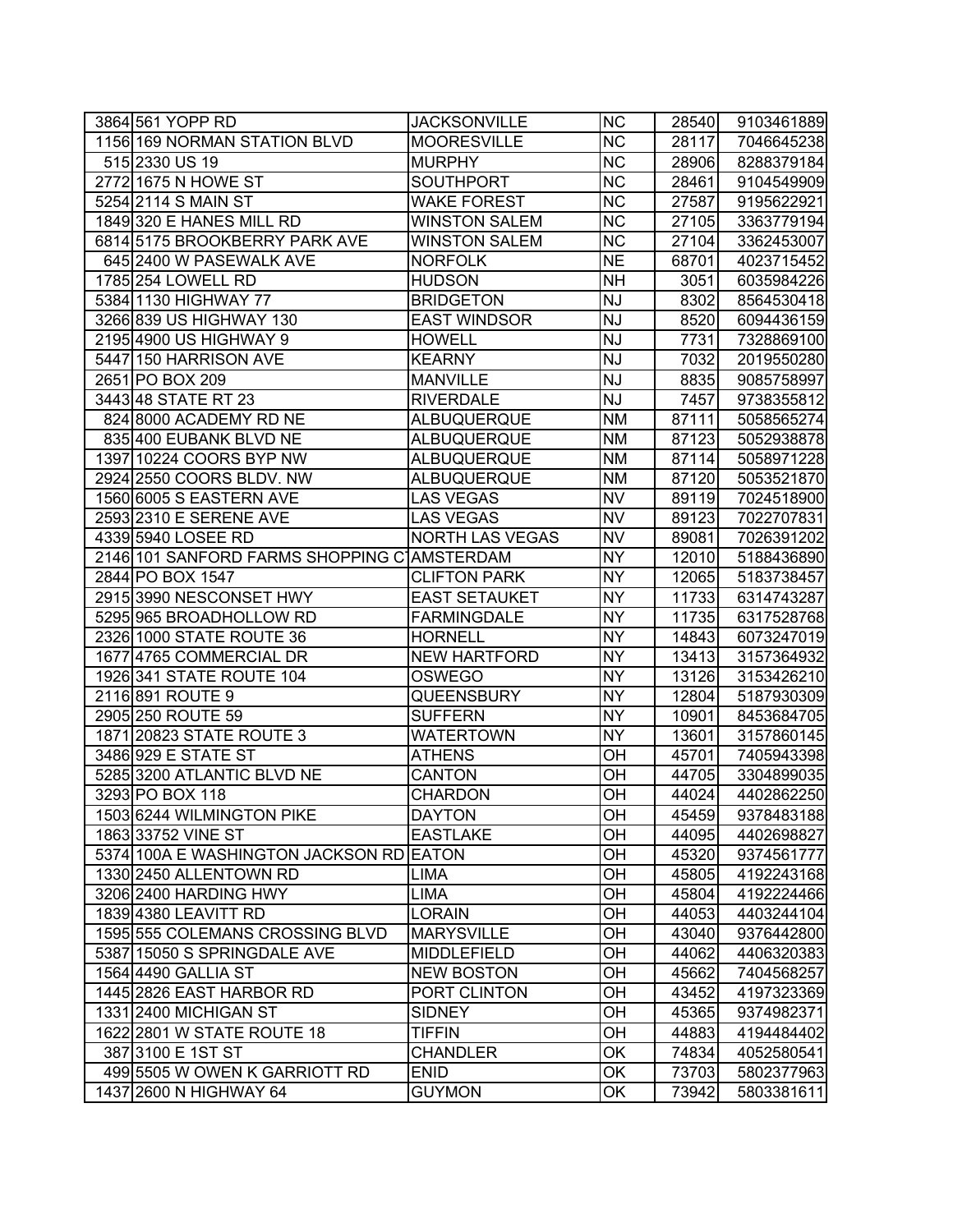| | | | | | |
|---|---|---|---|---|---|
| 3864 | 561 YOPP RD | JACKSONVILLE | NC | 28540 | 9103461889 |
| 1156 | 169 NORMAN STATION BLVD | MOORESVILLE | NC | 28117 | 7046645238 |
| 515 | 2330 US 19 | MURPHY | NC | 28906 | 8288379184 |
| 2772 | 1675 N HOWE ST | SOUTHPORT | NC | 28461 | 9104549909 |
| 5254 | 2114 S MAIN ST | WAKE FOREST | NC | 27587 | 9195622921 |
| 1849 | 320 E HANES MILL RD | WINSTON SALEM | NC | 27105 | 3363779194 |
| 6814 | 5175 BROOKBERRY PARK AVE | WINSTON SALEM | NC | 27104 | 3362453007 |
| 645 | 2400 W PASEWALK AVE | NORFOLK | NE | 68701 | 4023715452 |
| 1785 | 254 LOWELL RD | HUDSON | NH | 3051 | 6035984226 |
| 5384 | 1130 HIGHWAY 77 | BRIDGETON | NJ | 8302 | 8564530418 |
| 3266 | 839 US HIGHWAY 130 | EAST WINDSOR | NJ | 8520 | 6094436159 |
| 2195 | 4900 US HIGHWAY 9 | HOWELL | NJ | 7731 | 7328869100 |
| 5447 | 150 HARRISON AVE | KEARNY | NJ | 7032 | 2019550280 |
| 2651 | PO BOX 209 | MANVILLE | NJ | 8835 | 9085758997 |
| 3443 | 48 STATE RT 23 | RIVERDALE | NJ | 7457 | 9738355812 |
| 824 | 8000 ACADEMY RD NE | ALBUQUERQUE | NM | 87111 | 5058565274 |
| 835 | 400 EUBANK BLVD NE | ALBUQUERQUE | NM | 87123 | 5052938878 |
| 1397 | 10224 COORS BYP NW | ALBUQUERQUE | NM | 87114 | 5058971228 |
| 2924 | 2550 COORS BLDV. NW | ALBUQUERQUE | NM | 87120 | 5053521870 |
| 1560 | 6005 S EASTERN AVE | LAS VEGAS | NV | 89119 | 7024518900 |
| 2593 | 2310 E SERENE AVE | LAS VEGAS | NV | 89123 | 7022707831 |
| 4339 | 5940 LOSEE RD | NORTH LAS VEGAS | NV | 89081 | 7026391202 |
| 2146 | 101 SANFORD FARMS SHOPPING C | AMSTERDAM | NY | 12010 | 5188436890 |
| 2844 | PO BOX 1547 | CLIFTON PARK | NY | 12065 | 5183738457 |
| 2915 | 3990 NESCONSET HWY | EAST SETAUKET | NY | 11733 | 6314743287 |
| 5295 | 965 BROADHOLLOW RD | FARMINGDALE | NY | 11735 | 6317528768 |
| 2326 | 1000 STATE ROUTE 36 | HORNELL | NY | 14843 | 6073247019 |
| 1677 | 4765 COMMERCIAL DR | NEW HARTFORD | NY | 13413 | 3157364932 |
| 1926 | 341 STATE ROUTE 104 | OSWEGO | NY | 13126 | 3153426210 |
| 2116 | 891 ROUTE 9 | QUEENSBURY | NY | 12804 | 5187930309 |
| 2905 | 250 ROUTE 59 | SUFFERN | NY | 10901 | 8453684705 |
| 1871 | 20823 STATE ROUTE 3 | WATERTOWN | NY | 13601 | 3157860145 |
| 3486 | 929 E STATE ST | ATHENS | OH | 45701 | 7405943398 |
| 5285 | 3200 ATLANTIC BLVD NE | CANTON | OH | 44705 | 3304899035 |
| 3293 | PO BOX 118 | CHARDON | OH | 44024 | 4402862250 |
| 1503 | 6244 WILMINGTON PIKE | DAYTON | OH | 45459 | 9378483188 |
| 1863 | 33752 VINE ST | EASTLAKE | OH | 44095 | 4402698827 |
| 5374 | 100A E WASHINGTON JACKSON RD | EATON | OH | 45320 | 9374561777 |
| 1330 | 2450 ALLENTOWN RD | LIMA | OH | 45805 | 4192243168 |
| 3206 | 2400 HARDING HWY | LIMA | OH | 45804 | 4192224466 |
| 1839 | 4380 LEAVITT RD | LORAIN | OH | 44053 | 4403244104 |
| 1595 | 555 COLEMANS CROSSING BLVD | MARYSVILLE | OH | 43040 | 9376442800 |
| 5387 | 15050 S SPRINGDALE AVE | MIDDLEFIELD | OH | 44062 | 4406320383 |
| 1564 | 4490 GALLIA ST | NEW BOSTON | OH | 45662 | 7404568257 |
| 1445 | 2826 EAST HARBOR RD | PORT CLINTON | OH | 43452 | 4197323369 |
| 1331 | 2400 MICHIGAN ST | SIDNEY | OH | 45365 | 9374982371 |
| 1622 | 2801 W STATE ROUTE 18 | TIFFIN | OH | 44883 | 4194484402 |
| 387 | 3100 E 1ST ST | CHANDLER | OK | 74834 | 4052580541 |
| 499 | 5505 W OWEN K GARRIOTT RD | ENID | OK | 73703 | 5802377963 |
| 1437 | 2600 N HIGHWAY 64 | GUYMON | OK | 73942 | 5803381611 |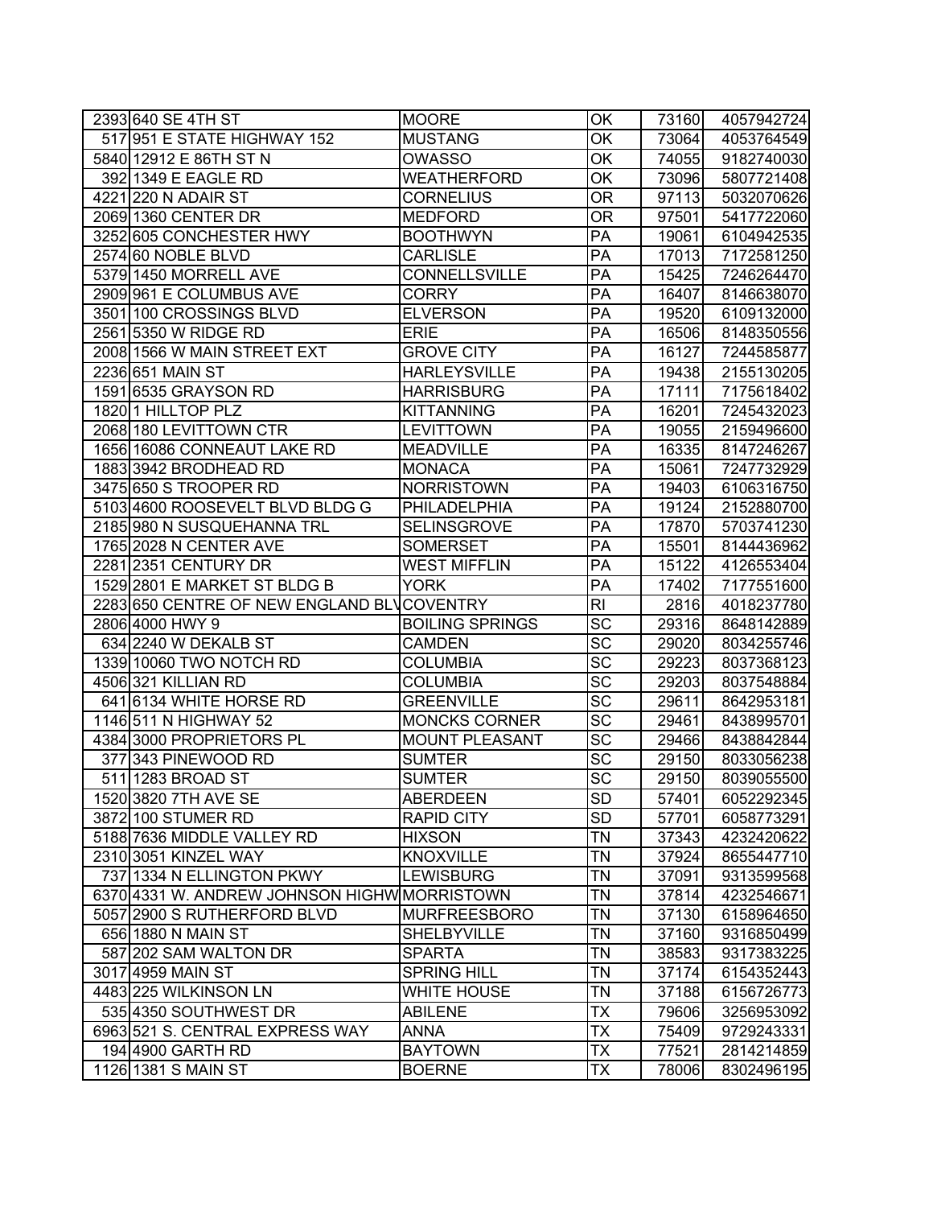| | | | | | |
|---|---|---|---|---|---|
| 2393 | 640 SE 4TH ST | MOORE | OK | 73160 | 4057942724 |
| 517 | 951 E STATE HIGHWAY 152 | MUSTANG | OK | 73064 | 4053764549 |
| 5840 | 12912 E 86TH ST N | OWASSO | OK | 74055 | 9182740030 |
| 392 | 1349 E EAGLE RD | WEATHERFORD | OK | 73096 | 5807721408 |
| 4221 | 220 N ADAIR ST | CORNELIUS | OR | 97113 | 5032070626 |
| 2069 | 1360 CENTER DR | MEDFORD | OR | 97501 | 5417722060 |
| 3252 | 605 CONCHESTER HWY | BOOTHWYN | PA | 19061 | 6104942535 |
| 2574 | 60 NOBLE BLVD | CARLISLE | PA | 17013 | 7172581250 |
| 5379 | 1450 MORRELL AVE | CONNELLSVILLE | PA | 15425 | 7246264470 |
| 2909 | 961 E COLUMBUS AVE | CORRY | PA | 16407 | 8146638070 |
| 3501 | 100 CROSSINGS BLVD | ELVERSON | PA | 19520 | 6109132000 |
| 2561 | 5350 W RIDGE RD | ERIE | PA | 16506 | 8148350556 |
| 2008 | 1566 W MAIN STREET EXT | GROVE CITY | PA | 16127 | 7244585877 |
| 2236 | 651 MAIN ST | HARLEYSVILLE | PA | 19438 | 2155130205 |
| 1591 | 6535 GRAYSON RD | HARRISBURG | PA | 17111 | 7175618402 |
| 1820 | 1 HILLTOP PLZ | KITTANNING | PA | 16201 | 7245432023 |
| 2068 | 180 LEVITTOWN CTR | LEVITTOWN | PA | 19055 | 2159496600 |
| 1656 | 16086 CONNEAUT LAKE RD | MEADVILLE | PA | 16335 | 8147246267 |
| 1883 | 3942 BRODHEAD RD | MONACA | PA | 15061 | 7247732929 |
| 3475 | 650 S TROOPER RD | NORRISTOWN | PA | 19403 | 6106316750 |
| 5103 | 4600 ROOSEVELT BLVD BLDG G | PHILADELPHIA | PA | 19124 | 2152880700 |
| 2185 | 980 N SUSQUEHANNA TRL | SELINSGROVE | PA | 17870 | 5703741230 |
| 1765 | 2028 N CENTER AVE | SOMERSET | PA | 15501 | 8144436962 |
| 2281 | 2351 CENTURY DR | WEST MIFFLIN | PA | 15122 | 4126553404 |
| 1529 | 2801 E MARKET ST BLDG B | YORK | PA | 17402 | 7177551600 |
| 2283 | 650 CENTRE OF NEW ENGLAND BLV | COVENTRY | RI | 2816 | 4018237780 |
| 2806 | 4000 HWY 9 | BOILING SPRINGS | SC | 29316 | 8648142889 |
| 634 | 2240 W DEKALB ST | CAMDEN | SC | 29020 | 8034255746 |
| 1339 | 10060 TWO NOTCH RD | COLUMBIA | SC | 29223 | 8037368123 |
| 4506 | 321 KILLIAN RD | COLUMBIA | SC | 29203 | 8037548884 |
| 641 | 6134 WHITE HORSE RD | GREENVILLE | SC | 29611 | 8642953181 |
| 1146 | 511 N HIGHWAY 52 | MONCKS CORNER | SC | 29461 | 8438995701 |
| 4384 | 3000 PROPRIETORS PL | MOUNT PLEASANT | SC | 29466 | 8438842844 |
| 377 | 343 PINEWOOD RD | SUMTER | SC | 29150 | 8033056238 |
| 511 | 1283 BROAD ST | SUMTER | SC | 29150 | 8039055500 |
| 1520 | 3820 7TH AVE SE | ABERDEEN | SD | 57401 | 6052292345 |
| 3872 | 100 STUMER RD | RAPID CITY | SD | 57701 | 6058773291 |
| 5188 | 7636 MIDDLE VALLEY RD | HIXSON | TN | 37343 | 4232420622 |
| 2310 | 3051 KINZEL WAY | KNOXVILLE | TN | 37924 | 8655447710 |
| 737 | 1334 N ELLINGTON PKWY | LEWISBURG | TN | 37091 | 9313599568 |
| 6370 | 4331 W. ANDREW JOHNSON HIGHW | MORRISTOWN | TN | 37814 | 4232546671 |
| 5057 | 2900 S RUTHERFORD BLVD | MURFREESBORO | TN | 37130 | 6158964650 |
| 656 | 1880 N MAIN ST | SHELBYVILLE | TN | 37160 | 9316850499 |
| 587 | 202 SAM WALTON DR | SPARTA | TN | 38583 | 9317383225 |
| 3017 | 4959 MAIN ST | SPRING HILL | TN | 37174 | 6154352443 |
| 4483 | 225 WILKINSON LN | WHITE HOUSE | TN | 37188 | 6156726773 |
| 535 | 4350 SOUTHWEST DR | ABILENE | TX | 79606 | 3256953092 |
| 6963 | 521 S. CENTRAL EXPRESS WAY | ANNA | TX | 75409 | 9729243331 |
| 194 | 4900 GARTH RD | BAYTOWN | TX | 77521 | 2814214859 |
| 1126 | 1381 S MAIN ST | BOERNE | TX | 78006 | 8302496195 |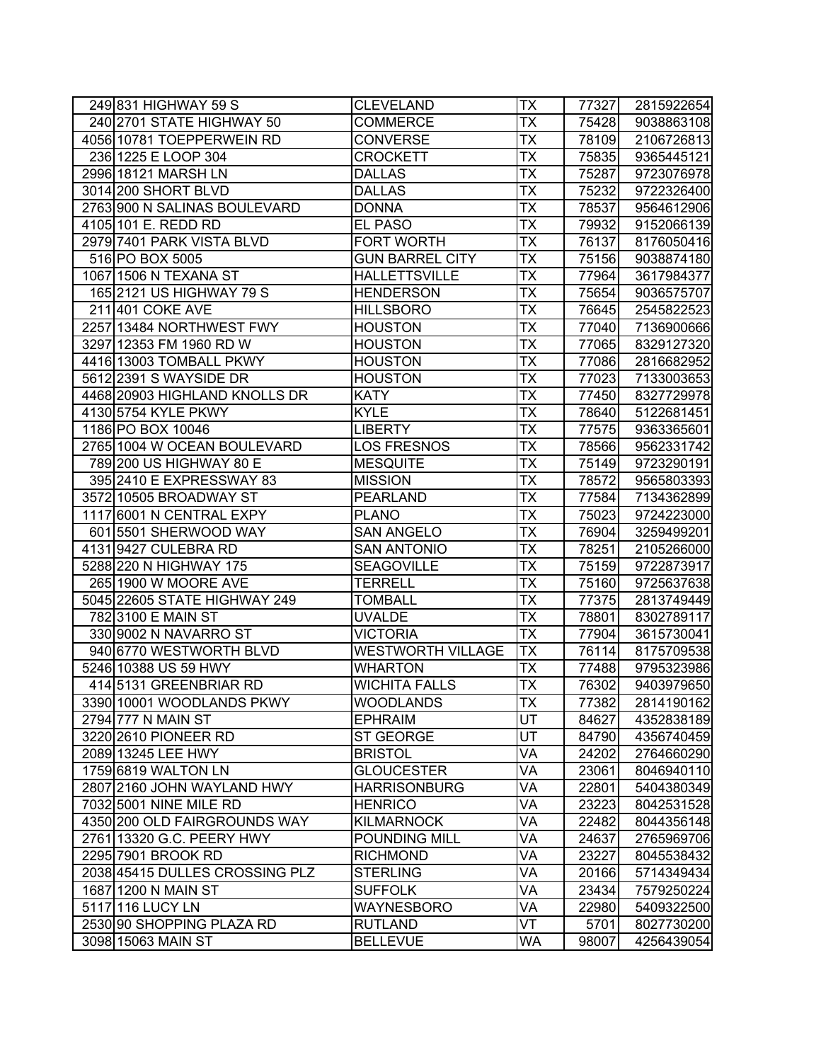| | | | | | |
|---|---|---|---|---|---|
| 249 | 831 HIGHWAY 59 S | CLEVELAND | TX | 77327 | 2815922654 |
| 240 | 2701 STATE HIGHWAY 50 | COMMERCE | TX | 75428 | 9038863108 |
| 4056 | 10781 TOEPPERWEIN RD | CONVERSE | TX | 78109 | 2106726813 |
| 236 | 1225 E LOOP 304 | CROCKETT | TX | 75835 | 9365445121 |
| 2996 | 18121 MARSH LN | DALLAS | TX | 75287 | 9723076978 |
| 3014 | 200 SHORT BLVD | DALLAS | TX | 75232 | 9722326400 |
| 2763 | 900 N SALINAS BOULEVARD | DONNA | TX | 78537 | 9564612906 |
| 4105 | 101 E. REDD RD | EL PASO | TX | 79932 | 9152066139 |
| 2979 | 7401 PARK VISTA BLVD | FORT WORTH | TX | 76137 | 8176050416 |
| 516 | PO BOX 5005 | GUN BARREL CITY | TX | 75156 | 9038874180 |
| 1067 | 1506 N TEXANA ST | HALLETTSVILLE | TX | 77964 | 3617984377 |
| 165 | 2121 US HIGHWAY 79 S | HENDERSON | TX | 75654 | 9036575707 |
| 211 | 401 COKE AVE | HILLSBORO | TX | 76645 | 2545822523 |
| 2257 | 13484 NORTHWEST FWY | HOUSTON | TX | 77040 | 7136900666 |
| 3297 | 12353 FM 1960 RD W | HOUSTON | TX | 77065 | 8329127320 |
| 4416 | 13003 TOMBALL PKWY | HOUSTON | TX | 77086 | 2816682952 |
| 5612 | 2391 S WAYSIDE DR | HOUSTON | TX | 77023 | 7133003653 |
| 4468 | 20903 HIGHLAND KNOLLS DR | KATY | TX | 77450 | 8327729978 |
| 4130 | 5754 KYLE PKWY | KYLE | TX | 78640 | 5122681451 |
| 1186 | PO BOX 10046 | LIBERTY | TX | 77575 | 9363365601 |
| 2765 | 1004 W OCEAN BOULEVARD | LOS FRESNOS | TX | 78566 | 9562331742 |
| 789 | 200 US HIGHWAY 80 E | MESQUITE | TX | 75149 | 9723290191 |
| 395 | 2410 E EXPRESSWAY 83 | MISSION | TX | 78572 | 9565803393 |
| 3572 | 10505 BROADWAY ST | PEARLAND | TX | 77584 | 7134362899 |
| 1117 | 6001 N CENTRAL EXPY | PLANO | TX | 75023 | 9724223000 |
| 601 | 5501 SHERWOOD WAY | SAN ANGELO | TX | 76904 | 3259499201 |
| 4131 | 9427 CULEBRA RD | SAN ANTONIO | TX | 78251 | 2105266000 |
| 5288 | 220 N HIGHWAY 175 | SEAGOVILLE | TX | 75159 | 9722873917 |
| 265 | 1900 W MOORE AVE | TERRELL | TX | 75160 | 9725637638 |
| 5045 | 22605 STATE HIGHWAY 249 | TOMBALL | TX | 77375 | 2813749449 |
| 782 | 3100 E MAIN ST | UVALDE | TX | 78801 | 8302789117 |
| 330 | 9002 N NAVARRO ST | VICTORIA | TX | 77904 | 3615730041 |
| 940 | 6770 WESTWORTH BLVD | WESTWORTH VILLAGE | TX | 76114 | 8175709538 |
| 5246 | 10388 US 59 HWY | WHARTON | TX | 77488 | 9795323986 |
| 414 | 5131 GREENBRIAR RD | WICHITA FALLS | TX | 76302 | 9403979650 |
| 3390 | 10001 WOODLANDS PKWY | WOODLANDS | TX | 77382 | 2814190162 |
| 2794 | 777 N MAIN ST | EPHRAIM | UT | 84627 | 4352838189 |
| 3220 | 2610 PIONEER RD | ST GEORGE | UT | 84790 | 4356740459 |
| 2089 | 13245 LEE HWY | BRISTOL | VA | 24202 | 2764660290 |
| 1759 | 6819 WALTON LN | GLOUCESTER | VA | 23061 | 8046940110 |
| 2807 | 2160 JOHN WAYLAND HWY | HARRISONBURG | VA | 22801 | 5404380349 |
| 7032 | 5001 NINE MILE RD | HENRICO | VA | 23223 | 8042531528 |
| 4350 | 200 OLD FAIRGROUNDS WAY | KILMARNOCK | VA | 22482 | 8044356148 |
| 2761 | 13320 G.C. PEERY HWY | POUNDING MILL | VA | 24637 | 2765969706 |
| 2295 | 7901 BROOK RD | RICHMOND | VA | 23227 | 8045538432 |
| 2038 | 45415 DULLES CROSSING PLZ | STERLING | VA | 20166 | 5714349434 |
| 1687 | 1200 N MAIN ST | SUFFOLK | VA | 23434 | 7579250224 |
| 5117 | 116 LUCY LN | WAYNESBORO | VA | 22980 | 5409322500 |
| 2530 | 90 SHOPPING PLAZA RD | RUTLAND | VT | 5701 | 8027730200 |
| 3098 | 15063 MAIN ST | BELLEVUE | WA | 98007 | 4256439054 |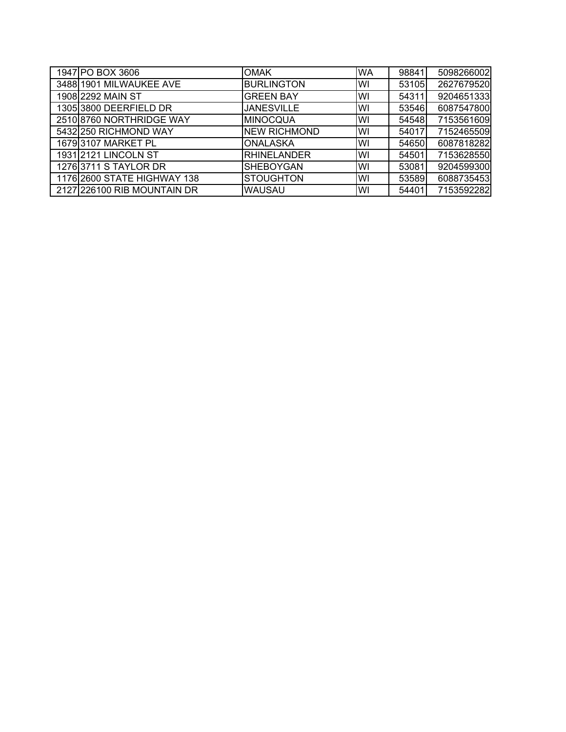| | | | | | |
|---|---|---|---|---|---|
| 1947 | PO BOX 3606 | OMAK | WA | 98841 | 5098266002 |
| 3488 | 1901 MILWAUKEE AVE | BURLINGTON | WI | 53105 | 2627679520 |
| 1908 | 2292 MAIN ST | GREEN BAY | WI | 54311 | 9204651333 |
| 1305 | 3800 DEERFIELD DR | JANESVILLE | WI | 53546 | 6087547800 |
| 2510 | 8760 NORTHRIDGE WAY | MINOCQUA | WI | 54548 | 7153561609 |
| 5432 | 250 RICHMOND WAY | NEW RICHMOND | WI | 54017 | 7152465509 |
| 1679 | 3107 MARKET PL | ONALASKA | WI | 54650 | 6087818282 |
| 1931 | 2121 LINCOLN ST | RHINELANDER | WI | 54501 | 7153628550 |
| 1276 | 3711 S TAYLOR DR | SHEBOYGAN | WI | 53081 | 9204599300 |
| 1176 | 2600 STATE HIGHWAY 138 | STOUGHTON | WI | 53589 | 6088735453 |
| 2127 | 226100 RIB MOUNTAIN DR | WAUSAU | WI | 54401 | 7153592282 |